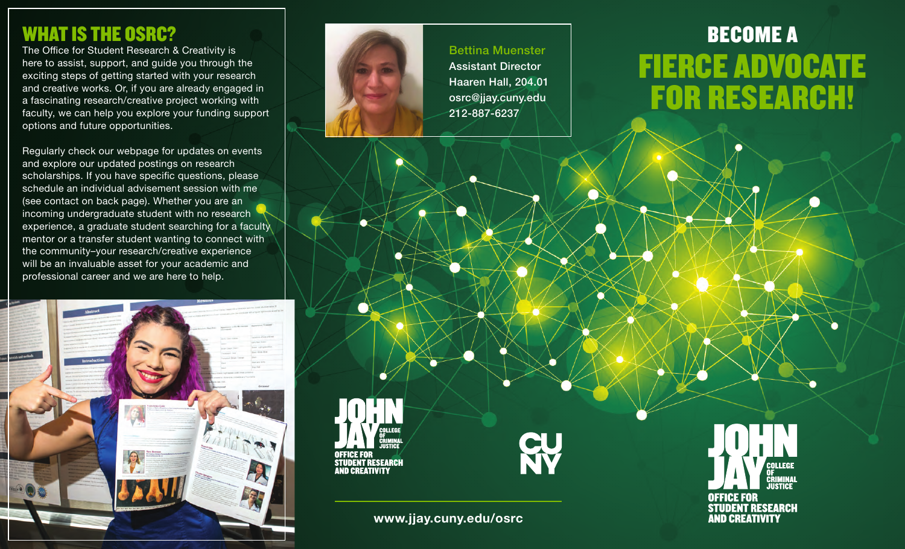## WHAT IS THE OSRC?

The Office for Student Research & Creativity is here to assist, support, and guide you through the exciting steps of getting started with your research and creative works. Or, if you are already engaged in a fascinating research/creative project working with faculty, we can help you explore your funding support options and future opportunities.

Regularly check our webpage for updates on events and explore our updated postings on research scholarships. If you have specific questions, please schedule an individual advisement session with me (see contact on back page). Whether you are an incoming undergraduate student with no research experience, a graduate student searching for a faculty mentor or a transfer student wanting to connect with the community–your research/creative experience will be an invaluable asset for your academic and professional career and we are here to help.

Bettina Muenster
Assistant Director
Haaren Hall, 204.01
osrc@jjay.cuny.edu
212-887-6237

JOHN JAY COLLEGE OF CRIMINAL JUSTICE
OFFICE FOR STUDENT RESEARCH AND CREATIVITY

CUNY

www.jjay.cuny.edu/osrc

# BECOME A FIERCE ADVOCATE FOR RESEARCH!

JOHN JAY COLLEGE OF CRIMINAL JUSTICE
OFFICE FOR STUDENT RESEARCH AND CREATIVITY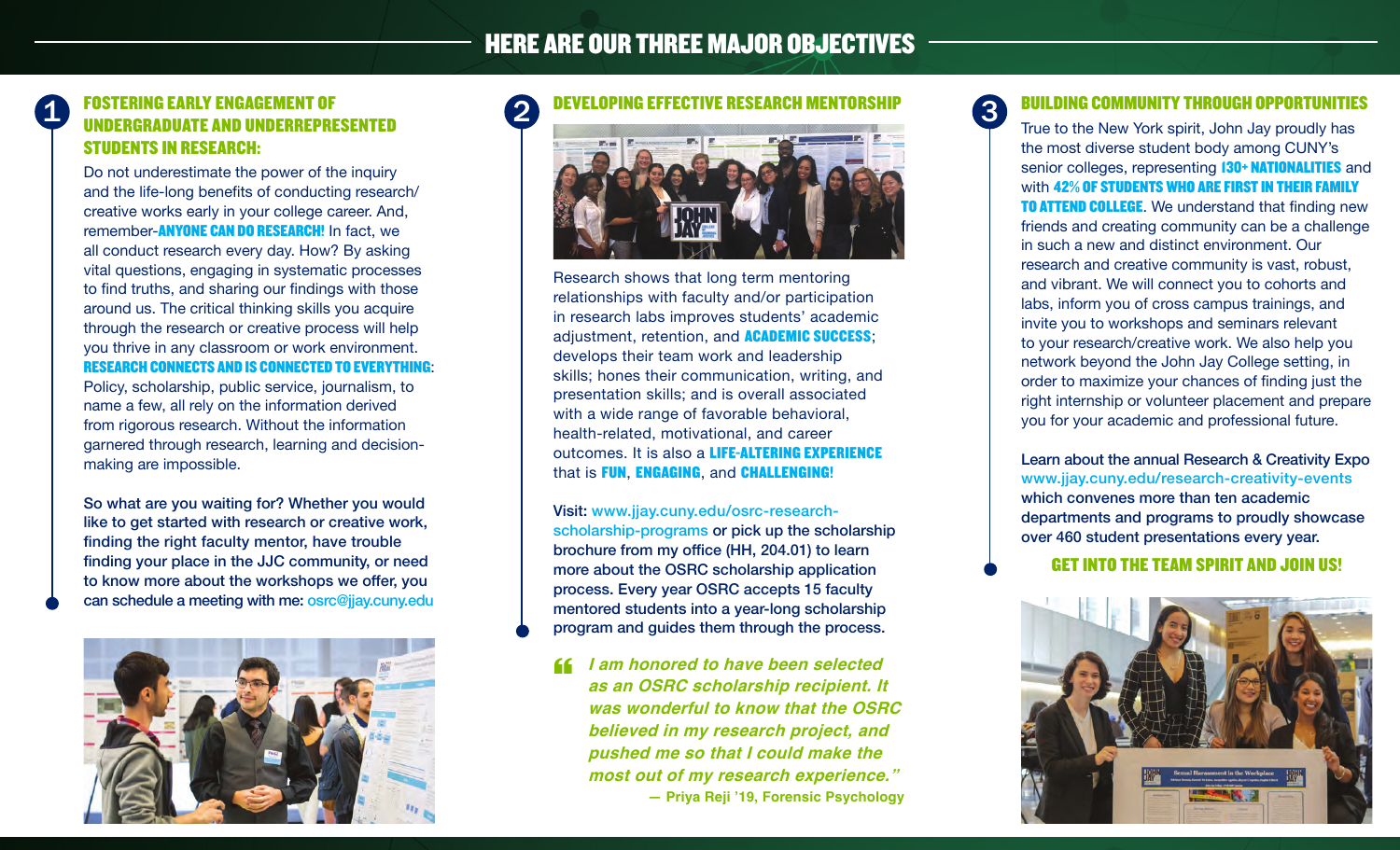# HERE ARE OUR THREE MAJOR OBJECTIVES

## 1 FOSTERING EARLY ENGAGEMENT OF UNDERGRADUATE AND UNDERREPRESENTED STUDENTS IN RESEARCH:

Do not underestimate the power of the inquiry and the life-long benefits of conducting research/creative works early in your college career. And, remember-**ANYONE CAN DO RESEARCH!** In fact, we all conduct research every day. How? By asking vital questions, engaging in systematic processes to find truths, and sharing our findings with those around us. The critical thinking skills you acquire through the research or creative process will help you thrive in any classroom or work environment. **RESEARCH CONNECTS AND IS CONNECTED TO EVERYTHING**: Policy, scholarship, public service, journalism, to name a few, all rely on the information derived from rigorous research. Without the information garnered through research, learning and decision-making are impossible.

**So what are you waiting for? Whether you would like to get started with research or creative work, finding the right faculty mentor, have trouble finding your place in the JJC community, or need to know more about the workshops we offer, you can schedule a meeting with me:** osrc@jjay.cuny.edu

## 2 DEVELOPING EFFECTIVE RESEARCH MENTORSHIP

Research shows that long term mentoring relationships with faculty and/or participation in research labs improves students' academic adjustment, retention, and **ACADEMIC SUCCESS**; develops their team work and leadership skills; hones their communication, writing, and presentation skills; and is overall associated with a wide range of favorable behavioral, health-related, motivational, and career outcomes. It is also a **LIFE-ALTERING EXPERIENCE** that is **FUN**, **ENGAGING**, and **CHALLENGING**!

**Visit:** www.jjay.cuny.edu/osrc-research-scholarship-programs **or pick up the scholarship brochure from my office (HH, 204.01) to learn more about the OSRC scholarship application process. Every year OSRC accepts 15 faculty mentored students into a year-long scholarship program and guides them through the process.**

> ***"I am honored to have been selected as an OSRC scholarship recipient. It was wonderful to know that the OSRC believed in my research project, and pushed me so that I could make the most out of my research experience."***
>
> **— Priya Reji '19, Forensic Psychology**

## 3 BUILDING COMMUNITY THROUGH OPPORTUNITIES

True to the New York spirit, John Jay proudly has the most diverse student body among CUNY's senior colleges, representing **130+ NATIONALITIES** and with **42% OF STUDENTS WHO ARE FIRST IN THEIR FAMILY TO ATTEND COLLEGE**. We understand that finding new friends and creating community can be a challenge in such a new and distinct environment. Our research and creative community is vast, robust, and vibrant. We will connect you to cohorts and labs, inform you of cross campus trainings, and invite you to workshops and seminars relevant to your research/creative work. We also help you network beyond the John Jay College setting, in order to maximize your chances of finding just the right internship or volunteer placement and prepare you for your academic and professional future.

**Learn about the annual Research & Creativity Expo** www.jjay.cuny.edu/research-creativity-events **which convenes more than ten academic departments and programs to proudly showcase over 460 student presentations every year.**

**GET INTO THE TEAM SPIRIT AND JOIN US!**